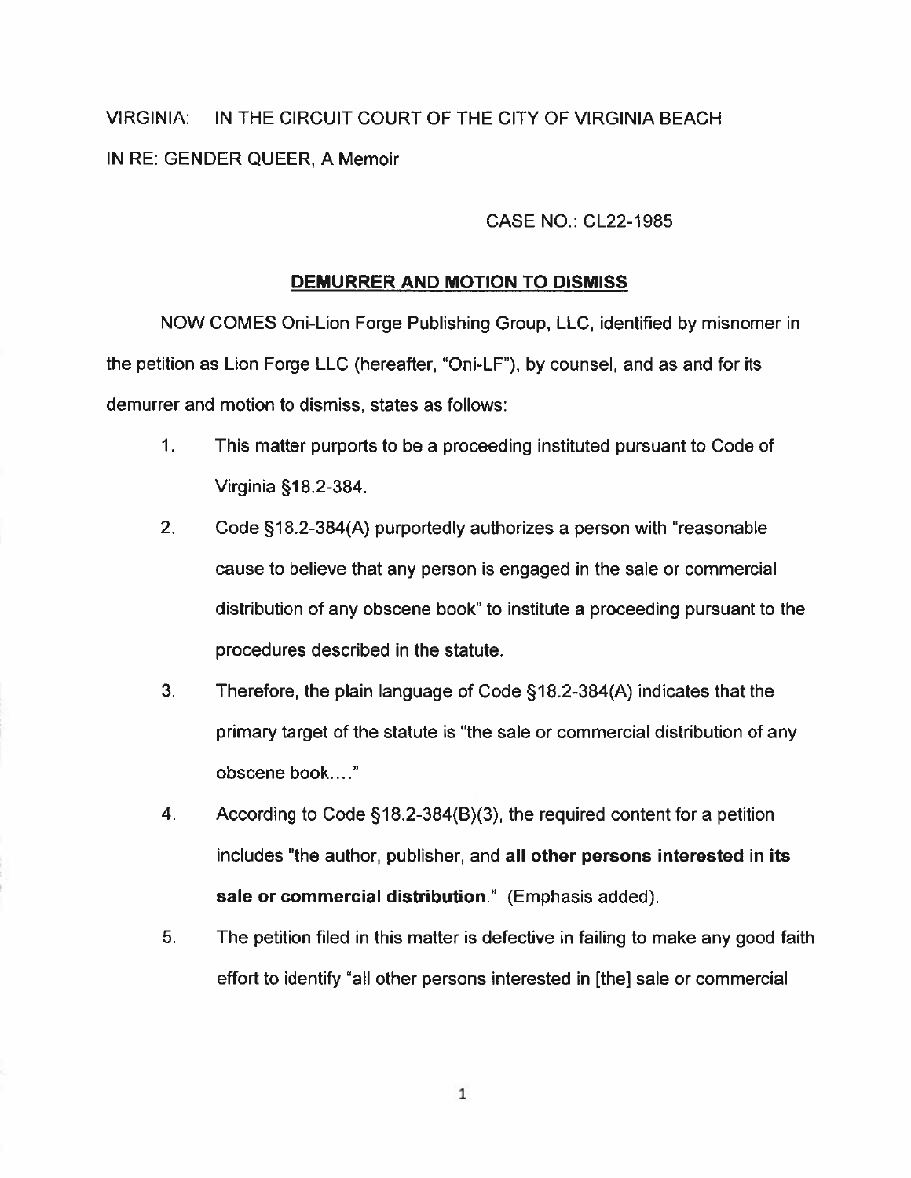VIRGINIA: IN THE CIRCUIT COURT OF THE CITY OF VIRGINIA BEACH

IN RE: GENDER QUEER, A Memoir

CASE NO.: CL22-1985

## **DEMURRER AND MOTION TO DISMISS**

NOW COMES Oni-Lion Forge Publishing Group, LLC, identified by misnomer in the petition as Lion Forge LLC (hereafter, "Oni-LF"), by counsel, and as and for its demurrer and motion to dismiss, states as follows:

1. This matter purports to be a proceeding instituted pursuant to Code of Virginia §18.2-384.
2. Code §18.2-384(A) purportedly authorizes a person with "reasonable cause to believe that any person is engaged in the sale or commercial distribution of any obscene book" to institute a proceeding pursuant to the procedures described in the statute.
3. Therefore, the plain language of Code §18.2-384(A) indicates that the primary target of the statute is "the sale or commercial distribution of any obscene book...."
4. According to Code §18.2-384(B)(3), the required content for a petition includes "the author, publisher, and **all other persons interested in its sale or commercial distribution**." (Emphasis added).
5. The petition filed in this matter is defective in failing to make any good faith effort to identify "all other persons interested in [the] sale or commercial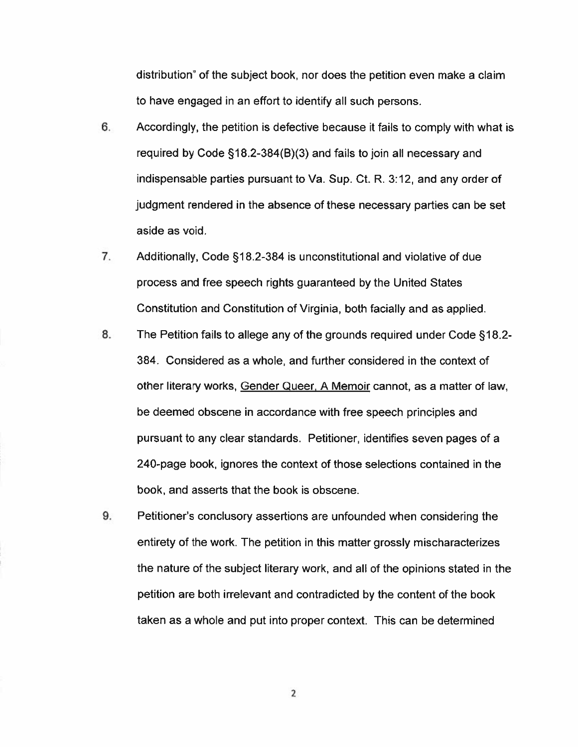distribution" of the subject book, nor does the petition even make a claim to have engaged in an effort to identify all such persons.

6. Accordingly, the petition is defective because it fails to comply with what is required by Code §18.2-384(B)(3) and fails to join all necessary and indispensable parties pursuant to Va. Sup. Ct. R. 3:12, and any order of judgment rendered in the absence of these necessary parties can be set aside as void.

7. Additionally, Code §18.2-384 is unconstitutional and violative of due process and free speech rights guaranteed by the United States Constitution and Constitution of Virginia, both facially and as applied.

8. The Petition fails to allege any of the grounds required under Code §18.2-384. Considered as a whole, and further considered in the context of other literary works, Gender Queer, A Memoir cannot, as a matter of law, be deemed obscene in accordance with free speech principles and pursuant to any clear standards. Petitioner, identifies seven pages of a 240-page book, ignores the context of those selections contained in the book, and asserts that the book is obscene.

9. Petitioner's conclusory assertions are unfounded when considering the entirety of the work. The petition in this matter grossly mischaracterizes the nature of the subject literary work, and all of the opinions stated in the petition are both irrelevant and contradicted by the content of the book taken as a whole and put into proper context. This can be determined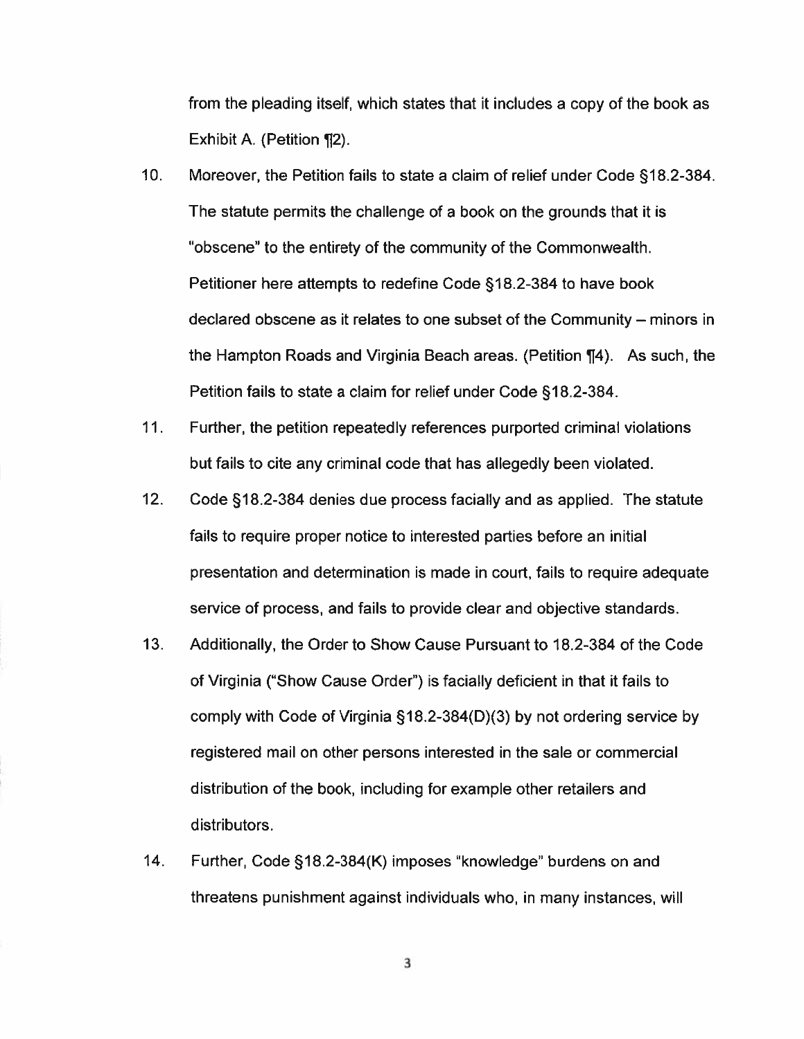from the pleading itself, which states that it includes a copy of the book as Exhibit A. (Petition ¶2).

10. Moreover, the Petition fails to state a claim of relief under Code §18.2-384. The statute permits the challenge of a book on the grounds that it is "obscene" to the entirety of the community of the Commonwealth. Petitioner here attempts to redefine Code §18.2-384 to have book declared obscene as it relates to one subset of the Community – minors in the Hampton Roads and Virginia Beach areas. (Petition ¶4). As such, the Petition fails to state a claim for relief under Code §18.2-384.

11. Further, the petition repeatedly references purported criminal violations but fails to cite any criminal code that has allegedly been violated.

12. Code §18.2-384 denies due process facially and as applied. The statute fails to require proper notice to interested parties before an initial presentation and determination is made in court, fails to require adequate service of process, and fails to provide clear and objective standards.

13. Additionally, the Order to Show Cause Pursuant to 18.2-384 of the Code of Virginia ("Show Cause Order") is facially deficient in that it fails to comply with Code of Virginia §18.2-384(D)(3) by not ordering service by registered mail on other persons interested in the sale or commercial distribution of the book, including for example other retailers and distributors.

14. Further, Code §18.2-384(K) imposes "knowledge" burdens on and threatens punishment against individuals who, in many instances, will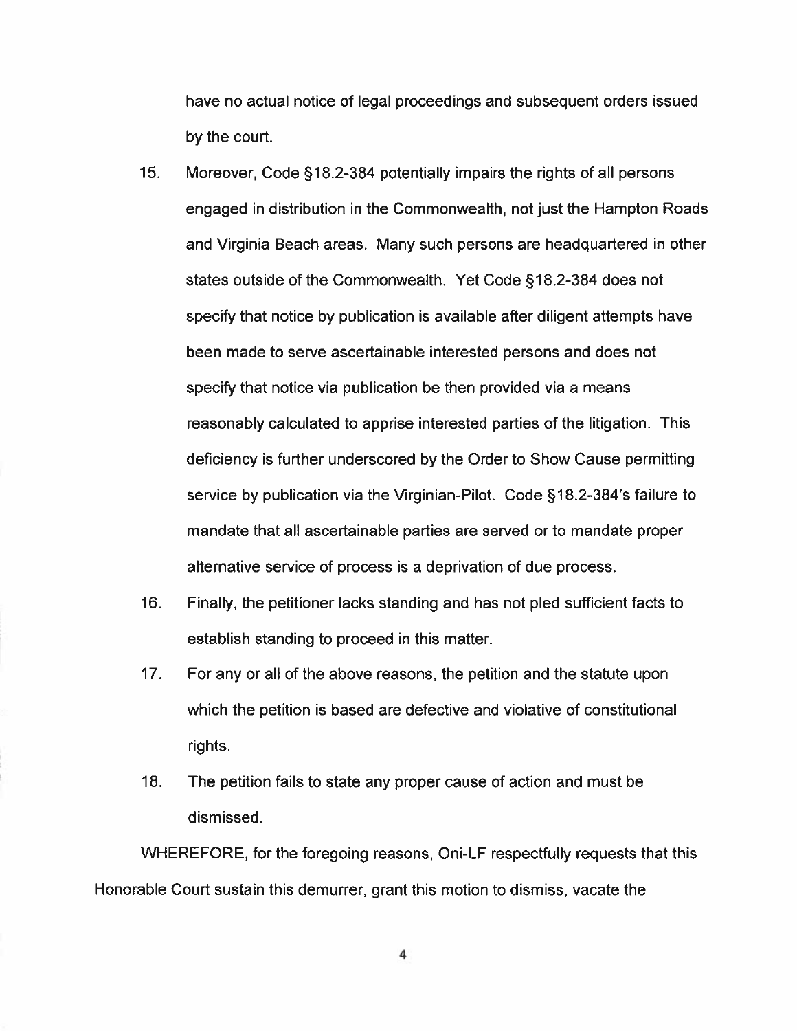have no actual notice of legal proceedings and subsequent orders issued by the court.

15. Moreover, Code §18.2-384 potentially impairs the rights of all persons engaged in distribution in the Commonwealth, not just the Hampton Roads and Virginia Beach areas. Many such persons are headquartered in other states outside of the Commonwealth. Yet Code §18.2-384 does not specify that notice by publication is available after diligent attempts have been made to serve ascertainable interested persons and does not specify that notice via publication be then provided via a means reasonably calculated to apprise interested parties of the litigation. This deficiency is further underscored by the Order to Show Cause permitting service by publication via the Virginian-Pilot. Code §18.2-384's failure to mandate that all ascertainable parties are served or to mandate proper alternative service of process is a deprivation of due process.

16. Finally, the petitioner lacks standing and has not pled sufficient facts to establish standing to proceed in this matter.

17. For any or all of the above reasons, the petition and the statute upon which the petition is based are defective and violative of constitutional rights.

18. The petition fails to state any proper cause of action and must be dismissed.

WHEREFORE, for the foregoing reasons, Oni-LF respectfully requests that this Honorable Court sustain this demurrer, grant this motion to dismiss, vacate the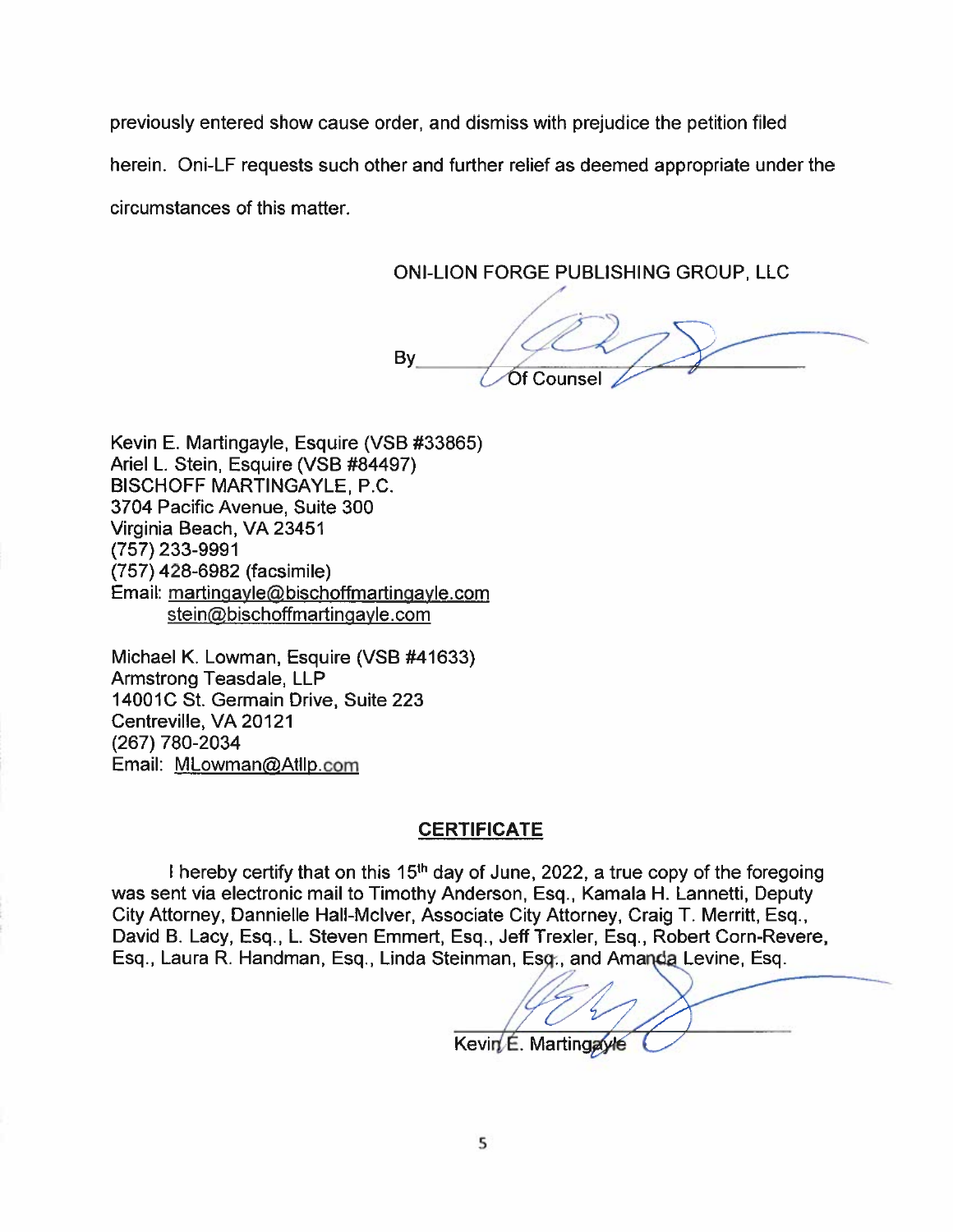previously entered show cause order, and dismiss with prejudice the petition filed herein. Oni-LF requests such other and further relief as deemed appropriate under the circumstances of this matter.

ONI-LION FORGE PUBLISHING GROUP, LLC

By_______________________
Of Counsel

Kevin E. Martingayle, Esquire (VSB #33865)
Ariel L. Stein, Esquire (VSB #84497)
BISCHOFF MARTINGAYLE, P.C.
3704 Pacific Avenue, Suite 300
Virginia Beach, VA 23451
(757) 233-9991
(757) 428-6982 (facsimile)
Email: martingayle@bischoffmartingayle.com
stein@bischoffmartingayle.com

Michael K. Lowman, Esquire (VSB #41633)
Armstrong Teasdale, LLP
14001C St. Germain Drive, Suite 223
Centreville, VA 20121
(267) 780-2034
Email: MLowman@Atllp.com

## CERTIFICATE

I hereby certify that on this 15th day of June, 2022, a true copy of the foregoing was sent via electronic mail to Timothy Anderson, Esq., Kamala H. Lannetti, Deputy City Attorney, Dannielle Hall-McIver, Associate City Attorney, Craig T. Merritt, Esq., David B. Lacy, Esq., L. Steven Emmert, Esq., Jeff Trexler, Esq., Robert Corn-Revere, Esq., Laura R. Handman, Esq., Linda Steinman, Esq., and Amanda Levine, Esq.

_______________________
Kevin E. Martingayle